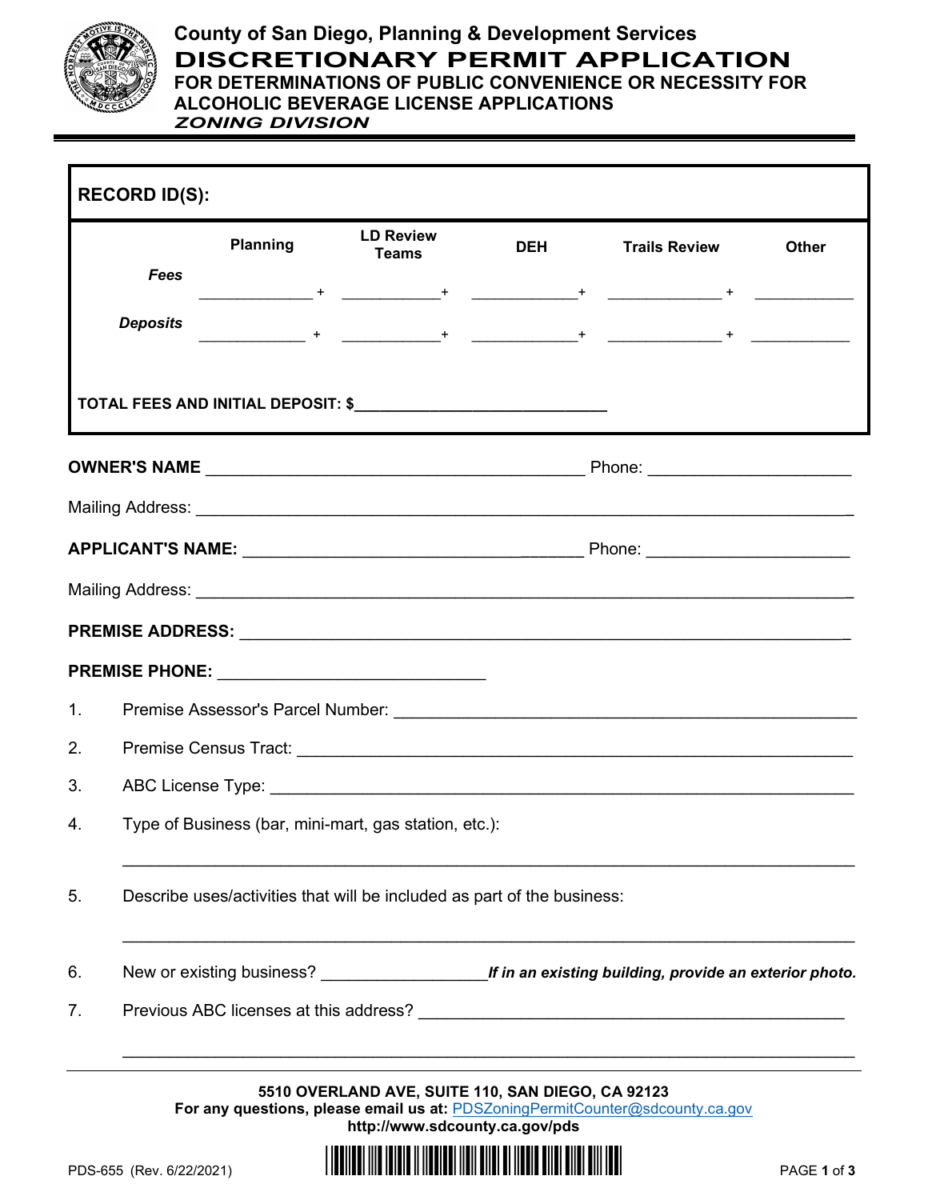# County of San Diego, Planning & Development Services

## DISCRETIONARY PERMIT APPLICATION

### FOR DETERMINATIONS OF PUBLIC CONVENIENCE OR NECESSITY FOR ALCOHOLIC BEVERAGE LICENSE APPLICATIONS

***ZONING DIVISION***

**RECORD ID(S):**

| | Planning | LD Review Teams | DEH | Trails Review | Other |
|---|---|---|---|---|---|
| ***Fees*** | ______________ + | ____________+ | _____________+ | ______________ + | ____________ |
| ***Deposits*** | _____________ + | ____________+ | _____________+ | ______________ + | ____________ |

**TOTAL FEES AND INITIAL DEPOSIT: $______________________________**

**OWNER'S NAME** _________________________________________ Phone: ______________________

Mailing Address: ___________________________________________________________________________

**APPLICANT'S NAME:** _____________________________________ Phone: ______________________

Mailing Address: ___________________________________________________________________________

**PREMISE ADDRESS:** _______________________________________________________________________

**PREMISE PHONE:** ______________________________

1. Premise Assessor's Parcel Number: ___________________________________________________

2. Premise Census Tract: _______________________________________________________________

3. ABC License Type: __________________________________________________________________

4. Type of Business (bar, mini-mart, gas station, etc.):

   ___________________________________________________________________________________

5. Describe uses/activities that will be included as part of the business:

   ___________________________________________________________________________________

6. New or existing business? __________________ ***If in an existing building, provide an exterior photo.***

7. Previous ABC licenses at this address? ______________________________________________

   ___________________________________________________________________________________

**5510 OVERLAND AVE, SUITE 110, SAN DIEGO, CA 92123**
**For any questions, please email us at:** PDSZoningPermitCounter@sdcounty.ca.gov
**http://www.sdcounty.ca.gov/pds**

PDS-655 (Rev. 6/22/2021)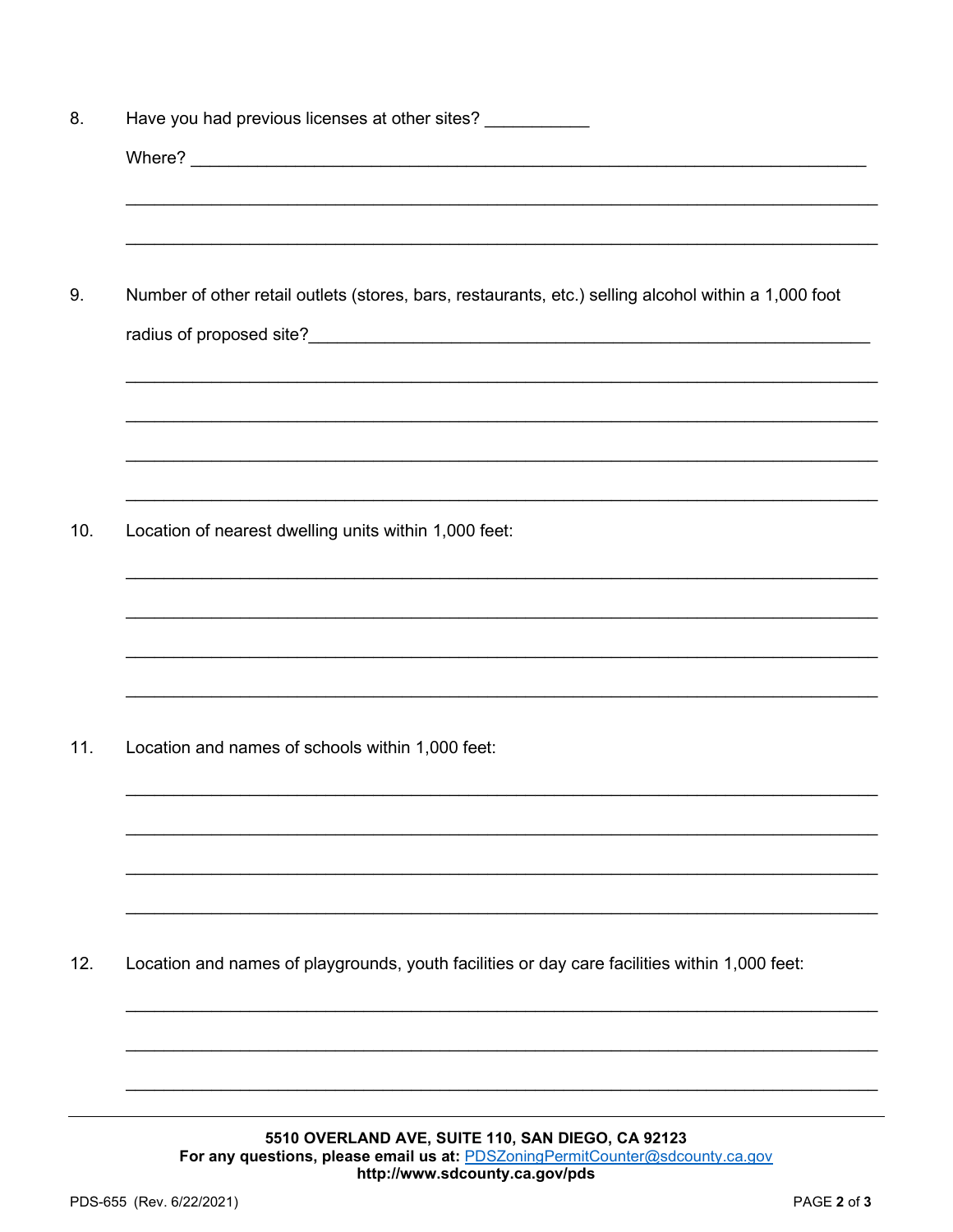8. Have you had previous licenses at other sites? ___________

   Where? ___________________________________________________________________________

   ___________________________________________________________________________

   ___________________________________________________________________________

9. Number of other retail outlets (stores, bars, restaurants, etc.) selling alcohol within a 1,000 foot radius of proposed site?_______________________________________________________________

   ___________________________________________________________________________

   ___________________________________________________________________________

   ___________________________________________________________________________

   ___________________________________________________________________________

10. Location of nearest dwelling units within 1,000 feet:

    ___________________________________________________________________________

    ___________________________________________________________________________

    ___________________________________________________________________________

    ___________________________________________________________________________

11. Location and names of schools within 1,000 feet:

    ___________________________________________________________________________

    ___________________________________________________________________________

    ___________________________________________________________________________

    ___________________________________________________________________________

12. Location and names of playgrounds, youth facilities or day care facilities within 1,000 feet:

    ___________________________________________________________________________

    ___________________________________________________________________________

    ___________________________________________________________________________

**5510 OVERLAND AVE, SUITE 110, SAN DIEGO, CA 92123**
**For any questions, please email us at:** PDSZoningPermitCounter@sdcounty.ca.gov
**http://www.sdcounty.ca.gov/pds**

PDS-655 (Rev. 6/22/2021)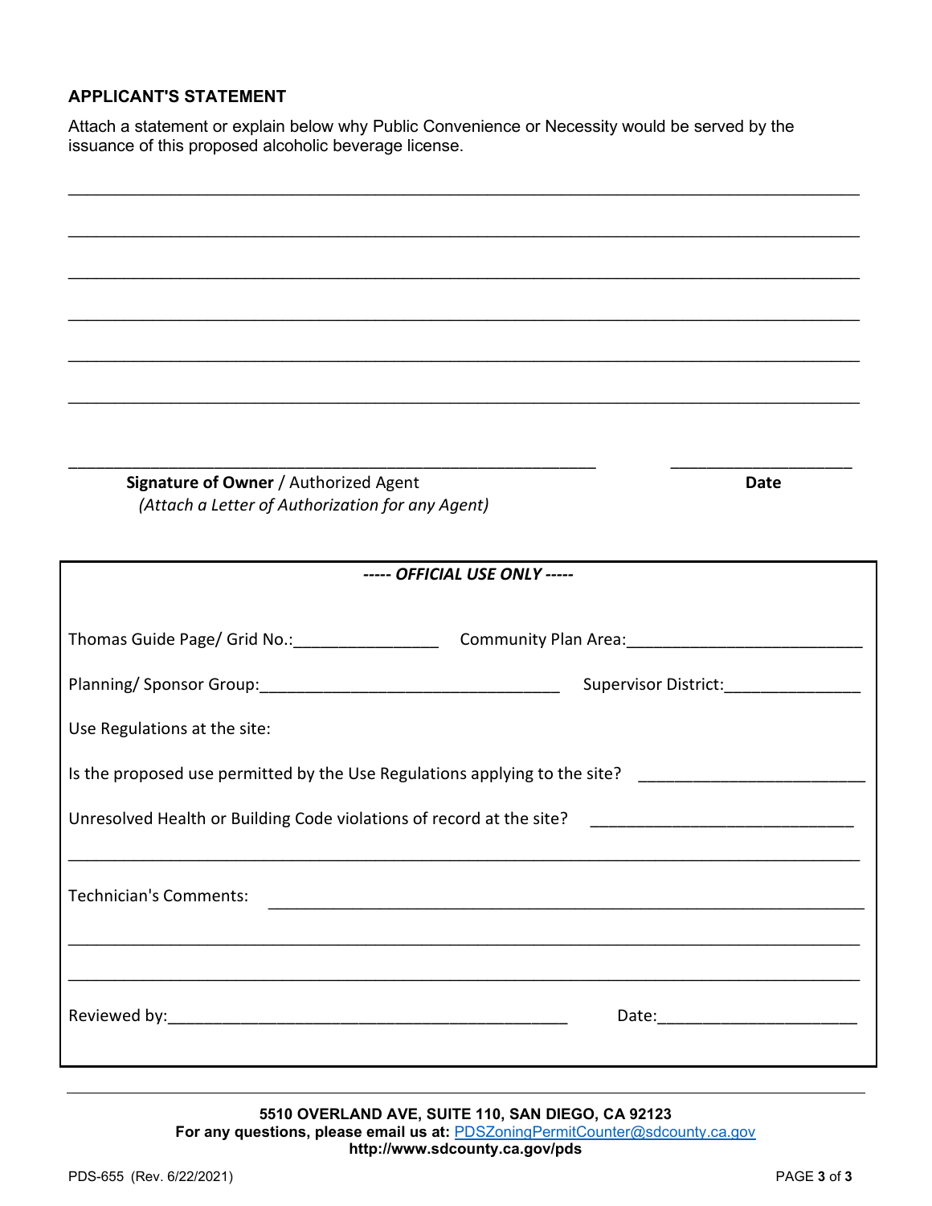## APPLICANT'S STATEMENT

Attach a statement or explain below why Public Convenience or Necessity would be served by the issuance of this proposed alcoholic beverage license.

______________________________________________________________________________

______________________________________________________________________________

______________________________________________________________________________

______________________________________________________________________________

______________________________________________________________________________

______________________________________________________________________________

_________________________________________________________ ____________________

**Signature of Owner** / Authorized Agent **Date**

*(Attach a Letter of Authorization for any Agent)*

***----- OFFICIAL USE ONLY -----***

Thomas Guide Page/ Grid No.:________________ Community Plan Area:__________________________

Planning/ Sponsor Group:_________________________________ Supervisor District:_______________

Use Regulations at the site:

Is the proposed use permitted by the Use Regulations applying to the site? ________________________

Unresolved Health or Building Code violations of record at the site? ____________________________

______________________________________________________________________________

Technician's Comments: ________________________________________________________________

______________________________________________________________________________

______________________________________________________________________________

Reviewed by:_____________________________________________ Date:______________________

**5510 OVERLAND AVE, SUITE 110, SAN DIEGO, CA 92123**

**For any questions, please email us at:** PDSZoningPermitCounter@sdcounty.ca.gov

**http://www.sdcounty.ca.gov/pds**

PDS-655 (Rev. 6/22/2021)